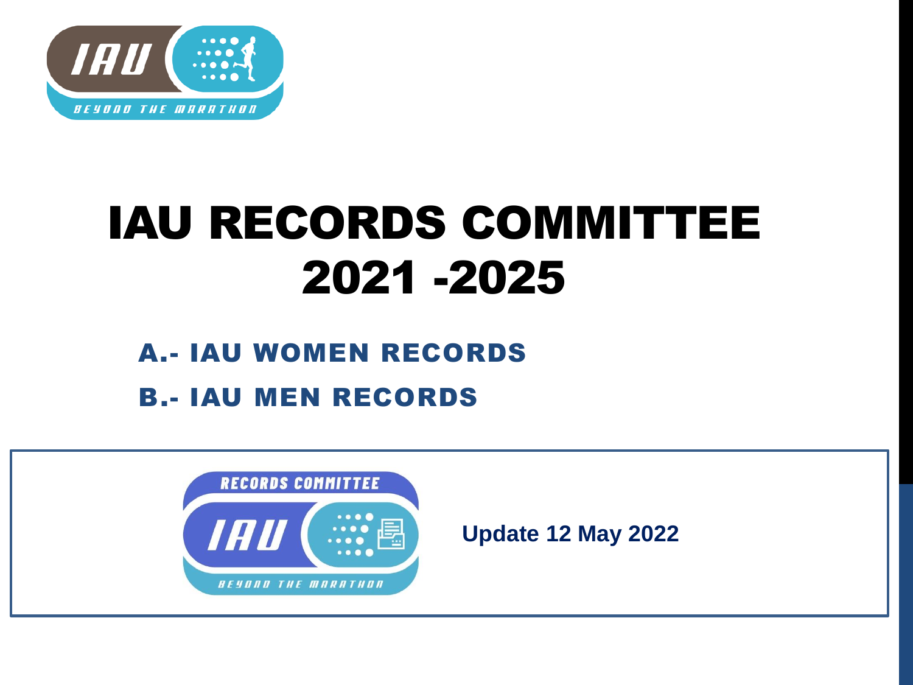# IAU RECORDS COMMITTEE 2021 -2025

## A.- IAU WOMEN RECORDS

## B.- IAU MEN RECORDS

**Update 12 May 2022**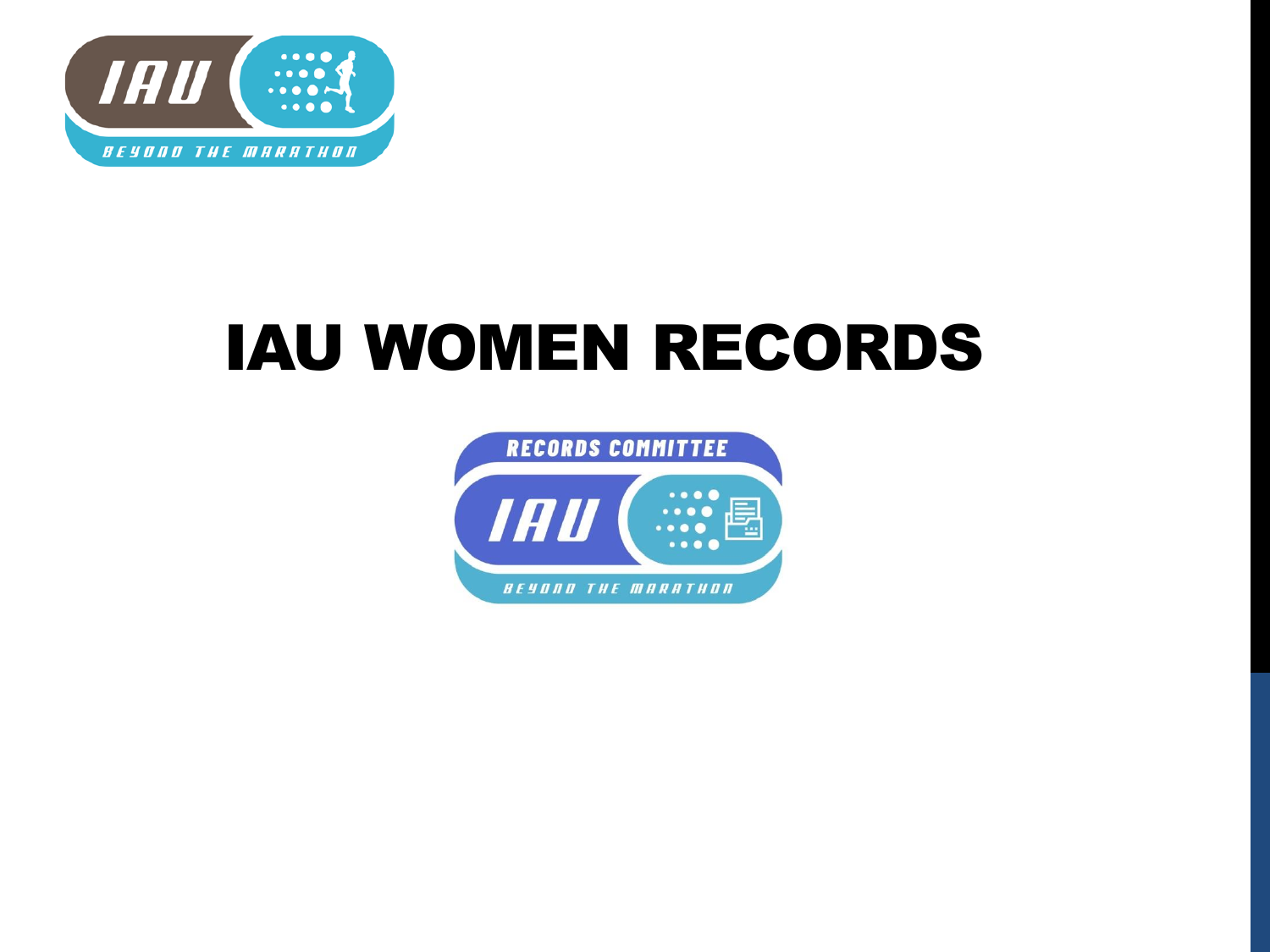# IAU WOMEN RECORDS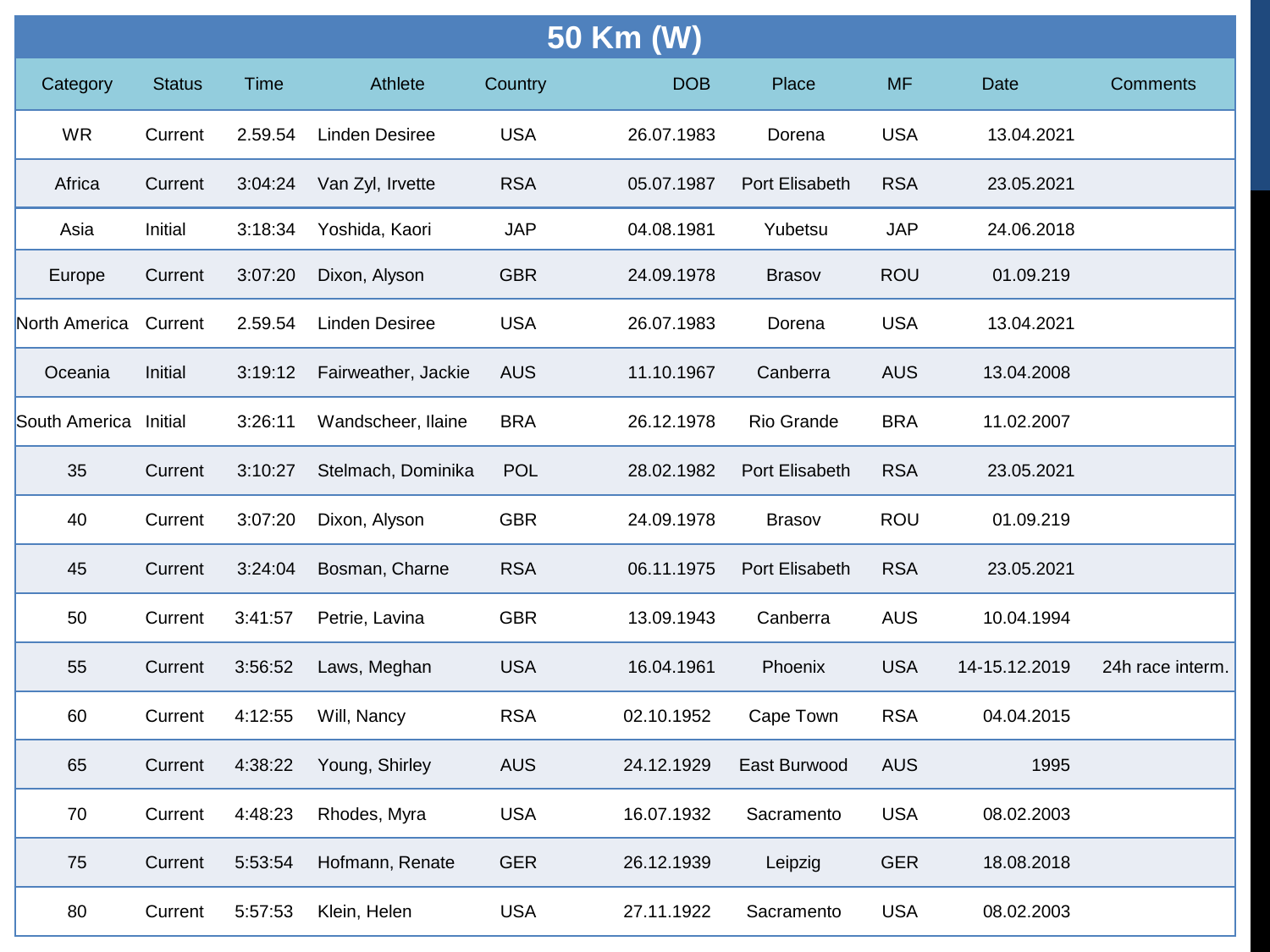# 50 Km (W)

| Category | Status | Time | Athlete | Country | DOB | Place | MF | Date | Comments |
|---|---|---|---|---|---|---|---|---|---|
| WR | Current | 2.59.54 | Linden Desiree | USA | 26.07.1983 | Dorena | USA | 13.04.2021 | |
| Africa | Current | 3:04:24 | Van Zyl, Irvette | RSA | 05.07.1987 | Port Elisabeth | RSA | 23.05.2021 | |
| Asia | Initial | 3:18:34 | Yoshida, Kaori | JAP | 04.08.1981 | Yubetsu | JAP | 24.06.2018 | |
| Europe | Current | 3:07:20 | Dixon, Alyson | GBR | 24.09.1978 | Brasov | ROU | 01.09.219 | |
| North America | Current | 2.59.54 | Linden Desiree | USA | 26.07.1983 | Dorena | USA | 13.04.2021 | |
| Oceania | Initial | 3:19:12 | Fairweather, Jackie | AUS | 11.10.1967 | Canberra | AUS | 13.04.2008 | |
| South America | Initial | 3:26:11 | Wandscheer, Ilaine | BRA | 26.12.1978 | Rio Grande | BRA | 11.02.2007 | |
| 35 | Current | 3:10:27 | Stelmach, Dominika | POL | 28.02.1982 | Port Elisabeth | RSA | 23.05.2021 | |
| 40 | Current | 3:07:20 | Dixon, Alyson | GBR | 24.09.1978 | Brasov | ROU | 01.09.219 | |
| 45 | Current | 3:24:04 | Bosman, Charne | RSA | 06.11.1975 | Port Elisabeth | RSA | 23.05.2021 | |
| 50 | Current | 3:41:57 | Petrie, Lavina | GBR | 13.09.1943 | Canberra | AUS | 10.04.1994 | |
| 55 | Current | 3:56:52 | Laws, Meghan | USA | 16.04.1961 | Phoenix | USA | 14-15.12.2019 | 24h race interm. |
| 60 | Current | 4:12:55 | Will, Nancy | RSA | 02.10.1952 | Cape Town | RSA | 04.04.2015 | |
| 65 | Current | 4:38:22 | Young, Shirley | AUS | 24.12.1929 | East Burwood | AUS | 1995 | |
| 70 | Current | 4:48:23 | Rhodes, Myra | USA | 16.07.1932 | Sacramento | USA | 08.02.2003 | |
| 75 | Current | 5:53:54 | Hofmann, Renate | GER | 26.12.1939 | Leipzig | GER | 18.08.2018 | |
| 80 | Current | 5:57:53 | Klein, Helen | USA | 27.11.1922 | Sacramento | USA | 08.02.2003 | |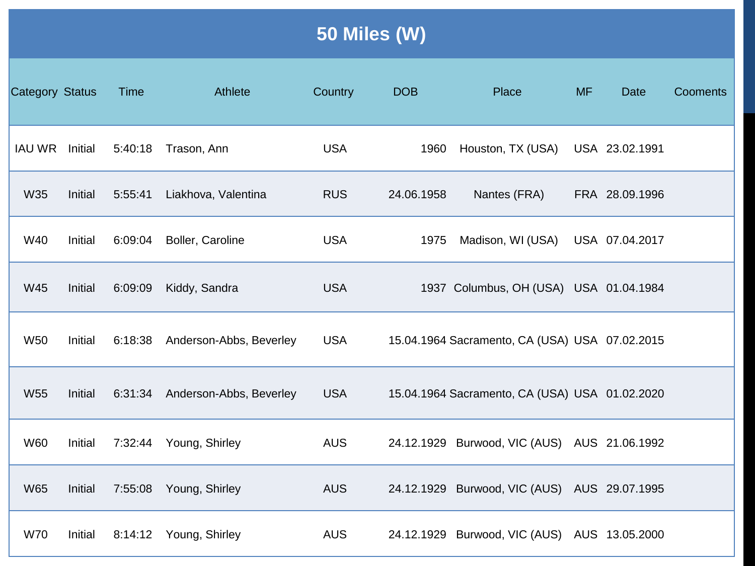## 50 Miles (W)

| Category | Status | Time | Athlete | Country | DOB | Place | MF | Date | Cooments |
|---|---|---|---|---|---|---|---|---|---|
| IAU WR | Initial | 5:40:18 | Trason, Ann | USA | 1960 | Houston, TX (USA) | USA | 23.02.1991 | |
| W35 | Initial | 5:55:41 | Liakhova, Valentina | RUS | 24.06.1958 | Nantes (FRA) | FRA | 28.09.1996 | |
| W40 | Initial | 6:09:04 | Boller, Caroline | USA | 1975 | Madison, WI (USA) | USA | 07.04.2017 | |
| W45 | Initial | 6:09:09 | Kiddy, Sandra | USA | 1937 | Columbus, OH (USA) | USA | 01.04.1984 | |
| W50 | Initial | 6:18:38 | Anderson-Abbs, Beverley | USA | 15.04.1964 | Sacramento, CA (USA) | USA | 07.02.2015 | |
| W55 | Initial | 6:31:34 | Anderson-Abbs, Beverley | USA | 15.04.1964 | Sacramento, CA (USA) | USA | 01.02.2020 | |
| W60 | Initial | 7:32:44 | Young, Shirley | AUS | 24.12.1929 | Burwood, VIC (AUS) | AUS | 21.06.1992 | |
| W65 | Initial | 7:55:08 | Young, Shirley | AUS | 24.12.1929 | Burwood, VIC (AUS) | AUS | 29.07.1995 | |
| W70 | Initial | 8:14:12 | Young, Shirley | AUS | 24.12.1929 | Burwood, VIC (AUS) | AUS | 13.05.2000 | |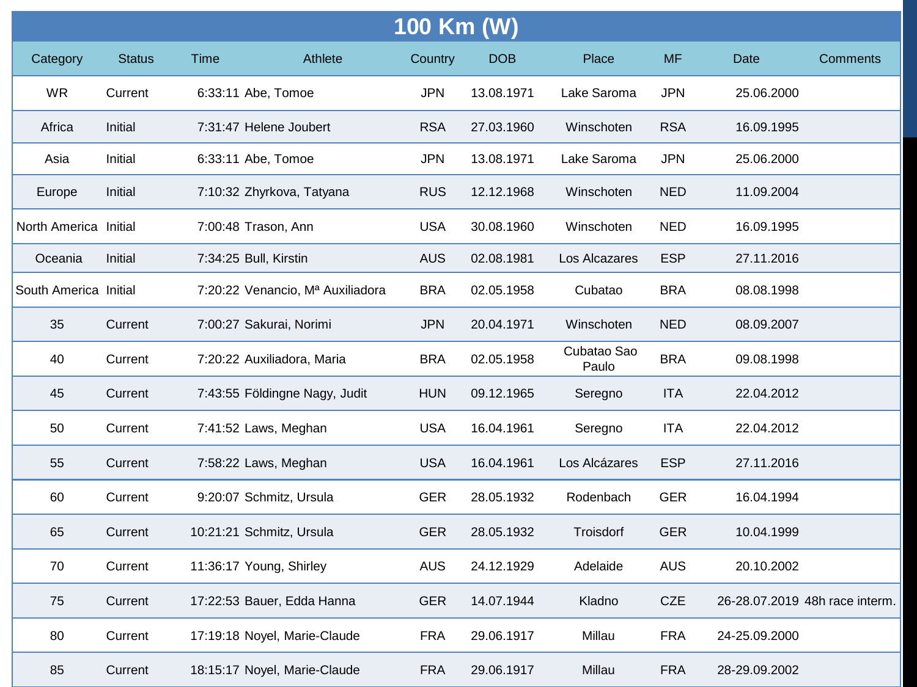# 100 Km (W)

| Category | Status | Time | Athlete | Country | DOB | Place | MF | Date | Comments |
|---|---|---|---|---|---|---|---|---|---|
| WR | Current | 6:33:11 | Abe, Tomoe | JPN | 13.08.1971 | Lake Saroma | JPN | 25.06.2000 | |
| Africa | Initial | 7:31:47 | Helene Joubert | RSA | 27.03.1960 | Winschoten | RSA | 16.09.1995 | |
| Asia | Initial | 6:33:11 | Abe, Tomoe | JPN | 13.08.1971 | Lake Saroma | JPN | 25.06.2000 | |
| Europe | Initial | 7:10:32 | Zhyrkova, Tatyana | RUS | 12.12.1968 | Winschoten | NED | 11.09.2004 | |
| North America | Initial | 7:00:48 | Trason, Ann | USA | 30.08.1960 | Winschoten | NED | 16.09.1995 | |
| Oceania | Initial | 7:34:25 | Bull, Kirstin | AUS | 02.08.1981 | Los Alcazares | ESP | 27.11.2016 | |
| South America | Initial | 7:20:22 | Venancio, Mª Auxiliadora | BRA | 02.05.1958 | Cubatao | BRA | 08.08.1998 | |
| 35 | Current | 7:00:27 | Sakurai, Norimi | JPN | 20.04.1971 | Winschoten | NED | 08.09.2007 | |
| 40 | Current | 7:20:22 | Auxiliadora, Maria | BRA | 02.05.1958 | Cubatao Sao Paulo | BRA | 09.08.1998 | |
| 45 | Current | 7:43:55 | Földingne Nagy, Judit | HUN | 09.12.1965 | Seregno | ITA | 22.04.2012 | |
| 50 | Current | 7:41:52 | Laws, Meghan | USA | 16.04.1961 | Seregno | ITA | 22.04.2012 | |
| 55 | Current | 7:58:22 | Laws, Meghan | USA | 16.04.1961 | Los Alcázares | ESP | 27.11.2016 | |
| 60 | Current | 9:20:07 | Schmitz, Ursula | GER | 28.05.1932 | Rodenbach | GER | 16.04.1994 | |
| 65 | Current | 10:21:21 | Schmitz, Ursula | GER | 28.05.1932 | Troisdorf | GER | 10.04.1999 | |
| 70 | Current | 11:36:17 | Young, Shirley | AUS | 24.12.1929 | Adelaide | AUS | 20.10.2002 | |
| 75 | Current | 17:22:53 | Bauer, Edda Hanna | GER | 14.07.1944 | Kladno | CZE | 26-28.07.2019 | 48h race interm. |
| 80 | Current | 17:19:18 | Noyel, Marie-Claude | FRA | 29.06.1917 | Millau | FRA | 24-25.09.2000 | |
| 85 | Current | 18:15:17 | Noyel, Marie-Claude | FRA | 29.06.1917 | Millau | FRA | 28-29.09.2002 | |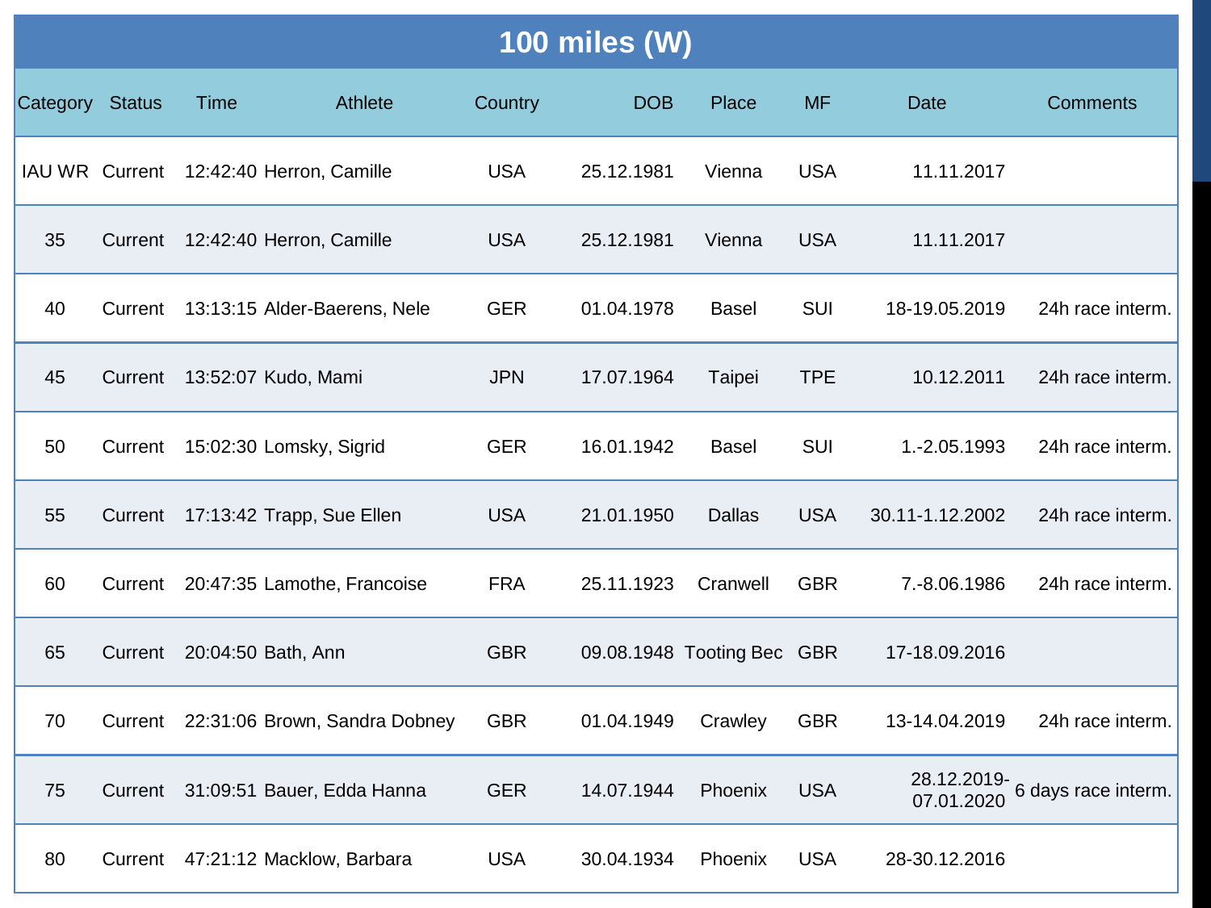## 100 miles (W)

| Category | Status | Time | Athlete | Country | DOB | Place | MF | Date | Comments |
|---|---|---|---|---|---|---|---|---|---|
| IAU WR | Current | 12:42:40 | Herron, Camille | USA | 25.12.1981 | Vienna | USA | 11.11.2017 | |
| 35 | Current | 12:42:40 | Herron, Camille | USA | 25.12.1981 | Vienna | USA | 11.11.2017 | |
| 40 | Current | 13:13:15 | Alder-Baerens, Nele | GER | 01.04.1978 | Basel | SUI | 18-19.05.2019 | 24h race interm. |
| 45 | Current | 13:52:07 | Kudo, Mami | JPN | 17.07.1964 | Taipei | TPE | 10.12.2011 | 24h race interm. |
| 50 | Current | 15:02:30 | Lomsky, Sigrid | GER | 16.01.1942 | Basel | SUI | 1.-2.05.1993 | 24h race interm. |
| 55 | Current | 17:13:42 | Trapp, Sue Ellen | USA | 21.01.1950 | Dallas | USA | 30.11-1.12.2002 | 24h race interm. |
| 60 | Current | 20:47:35 | Lamothe, Francoise | FRA | 25.11.1923 | Cranwell | GBR | 7.-8.06.1986 | 24h race interm. |
| 65 | Current | 20:04:50 | Bath, Ann | GBR | 09.08.1948 | Tooting Bec | GBR | 17-18.09.2016 | |
| 70 | Current | 22:31:06 | Brown, Sandra Dobney | GBR | 01.04.1949 | Crawley | GBR | 13-14.04.2019 | 24h race interm. |
| 75 | Current | 31:09:51 | Bauer, Edda Hanna | GER | 14.07.1944 | Phoenix | USA | 28.12.2019-07.01.2020 | 6 days race interm. |
| 80 | Current | 47:21:12 | Macklow, Barbara | USA | 30.04.1934 | Phoenix | USA | 28-30.12.2016 | |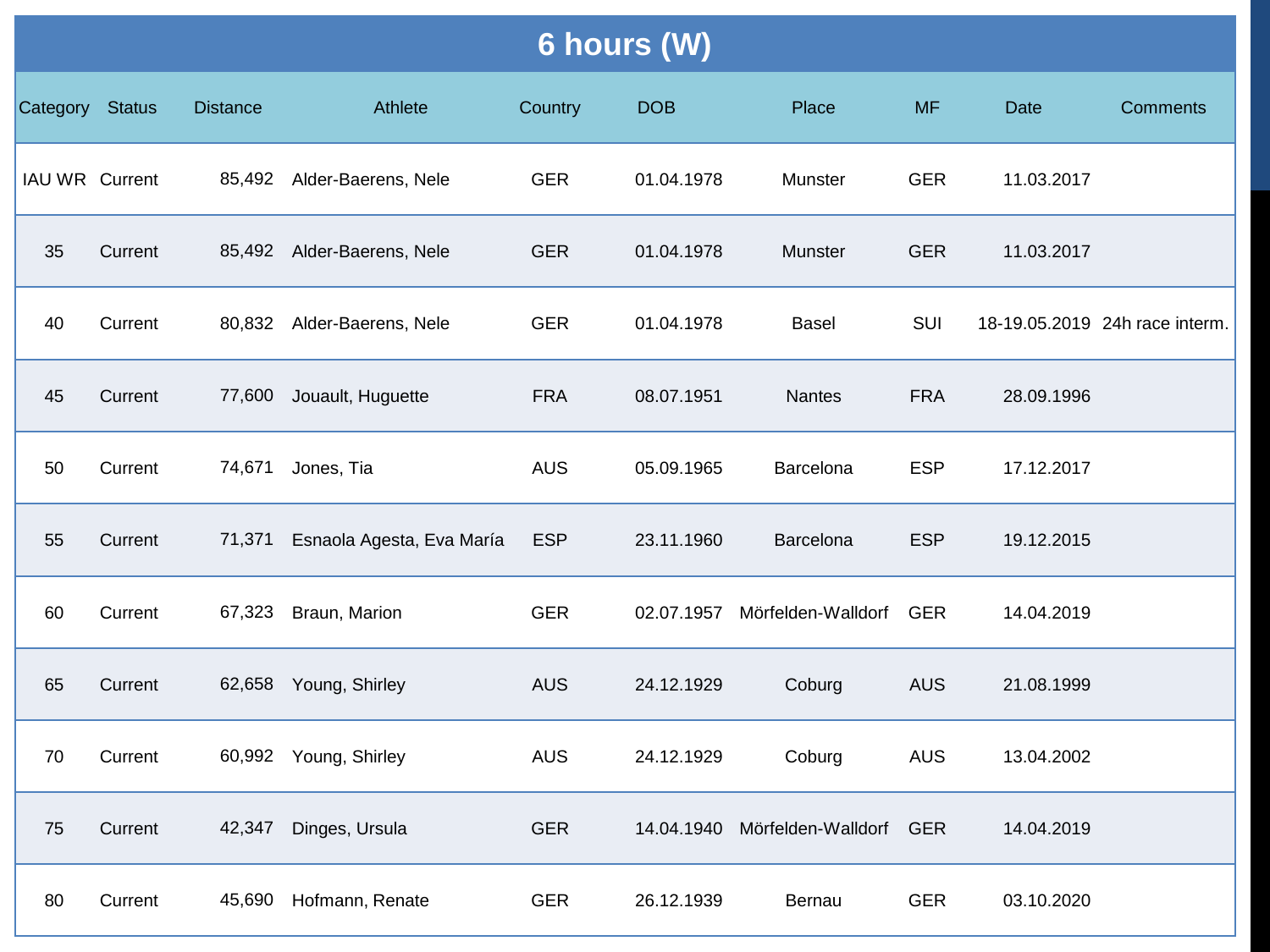# 6 hours (W)

| Category | Status | Distance | Athlete | Country | DOB | Place | MF | Date | Comments |
|---|---|---|---|---|---|---|---|---|---|
| IAU WR | Current | 85,492 | Alder-Baerens, Nele | GER | 01.04.1978 | Munster | GER | 11.03.2017 | |
| 35 | Current | 85,492 | Alder-Baerens, Nele | GER | 01.04.1978 | Munster | GER | 11.03.2017 | |
| 40 | Current | 80,832 | Alder-Baerens, Nele | GER | 01.04.1978 | Basel | SUI | 18-19.05.2019 | 24h race interm. |
| 45 | Current | 77,600 | Jouault, Huguette | FRA | 08.07.1951 | Nantes | FRA | 28.09.1996 | |
| 50 | Current | 74,671 | Jones, Tia | AUS | 05.09.1965 | Barcelona | ESP | 17.12.2017 | |
| 55 | Current | 71,371 | Esnaola Agesta, Eva María | ESP | 23.11.1960 | Barcelona | ESP | 19.12.2015 | |
| 60 | Current | 67,323 | Braun, Marion | GER | 02.07.1957 | Mörfelden-Walldorf | GER | 14.04.2019 | |
| 65 | Current | 62,658 | Young, Shirley | AUS | 24.12.1929 | Coburg | AUS | 21.08.1999 | |
| 70 | Current | 60,992 | Young, Shirley | AUS | 24.12.1929 | Coburg | AUS | 13.04.2002 | |
| 75 | Current | 42,347 | Dinges, Ursula | GER | 14.04.1940 | Mörfelden-Walldorf | GER | 14.04.2019 | |
| 80 | Current | 45,690 | Hofmann, Renate | GER | 26.12.1939 | Bernau | GER | 03.10.2020 | |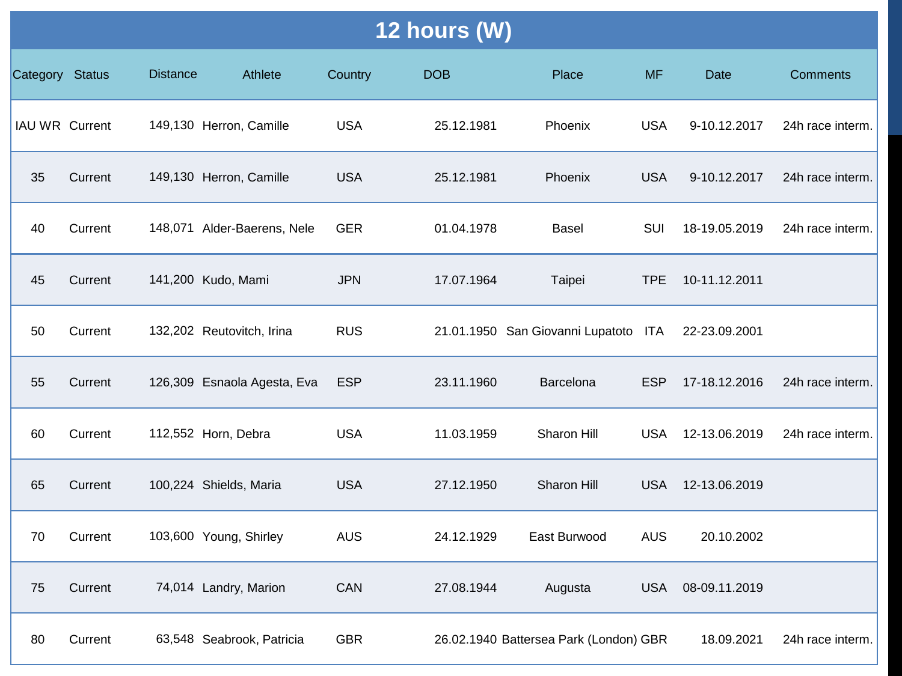## 12 hours (W)

| Category | Status | Distance | Athlete | Country | DOB | Place | MF | Date | Comments |
|---|---|---|---|---|---|---|---|---|---|
| IAU WR | Current | 149,130 | Herron, Camille | USA | 25.12.1981 | Phoenix | USA | 9-10.12.2017 | 24h race interm. |
| 35 | Current | 149,130 | Herron, Camille | USA | 25.12.1981 | Phoenix | USA | 9-10.12.2017 | 24h race interm. |
| 40 | Current | 148,071 | Alder-Baerens, Nele | GER | 01.04.1978 | Basel | SUI | 18-19.05.2019 | 24h race interm. |
| 45 | Current | 141,200 | Kudo, Mami | JPN | 17.07.1964 | Taipei | TPE | 10-11.12.2011 | |
| 50 | Current | 132,202 | Reutovitch, Irina | RUS | 21.01.1950 | San Giovanni Lupatoto | ITA | 22-23.09.2001 | |
| 55 | Current | 126,309 | Esnaola Agesta, Eva | ESP | 23.11.1960 | Barcelona | ESP | 17-18.12.2016 | 24h race interm. |
| 60 | Current | 112,552 | Horn, Debra | USA | 11.03.1959 | Sharon Hill | USA | 12-13.06.2019 | 24h race interm. |
| 65 | Current | 100,224 | Shields, Maria | USA | 27.12.1950 | Sharon Hill | USA | 12-13.06.2019 | |
| 70 | Current | 103,600 | Young, Shirley | AUS | 24.12.1929 | East Burwood | AUS | 20.10.2002 | |
| 75 | Current | 74,014 | Landry, Marion | CAN | 27.08.1944 | Augusta | USA | 08-09.11.2019 | |
| 80 | Current | 63,548 | Seabrook, Patricia | GBR | 26.02.1940 | Battersea Park (London) | GBR | 18.09.2021 | 24h race interm. |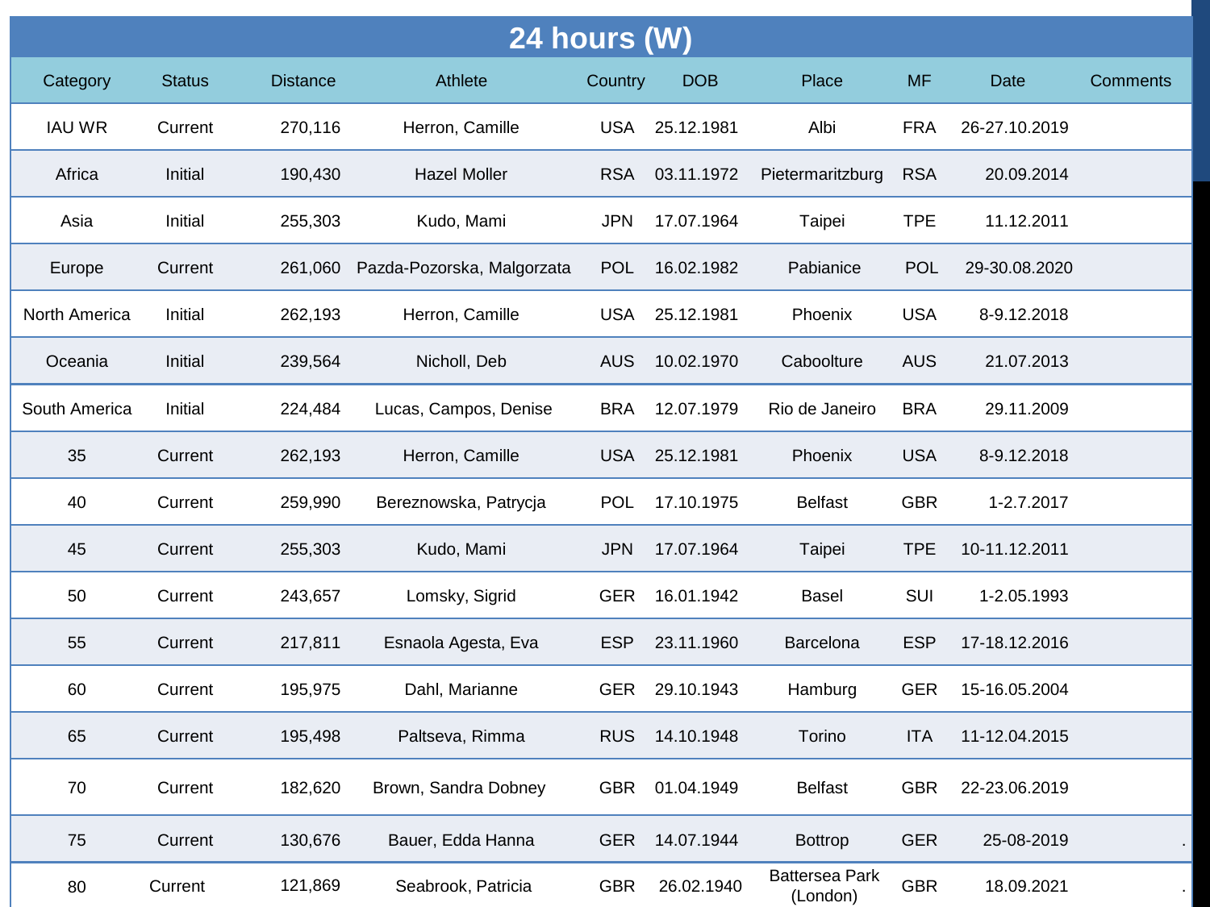# 24 hours (W)

| Category | Status | Distance | Athlete | Country | DOB | Place | MF | Date | Comments |
|---|---|---|---|---|---|---|---|---|---|
| IAU WR | Current | 270,116 | Herron, Camille | USA | 25.12.1981 | Albi | FRA | 26-27.10.2019 | |
| Africa | Initial | 190,430 | Hazel Moller | RSA | 03.11.1972 | Pietermaritzburg | RSA | 20.09.2014 | |
| Asia | Initial | 255,303 | Kudo, Mami | JPN | 17.07.1964 | Taipei | TPE | 11.12.2011 | |
| Europe | Current | 261,060 | Pazda-Pozorska, Malgorzata | POL | 16.02.1982 | Pabianice | POL | 29-30.08.2020 | |
| North America | Initial | 262,193 | Herron, Camille | USA | 25.12.1981 | Phoenix | USA | 8-9.12.2018 | |
| Oceania | Initial | 239,564 | Nicholl, Deb | AUS | 10.02.1970 | Caboolture | AUS | 21.07.2013 | |
| South America | Initial | 224,484 | Lucas, Campos, Denise | BRA | 12.07.1979 | Rio de Janeiro | BRA | 29.11.2009 | |
| 35 | Current | 262,193 | Herron, Camille | USA | 25.12.1981 | Phoenix | USA | 8-9.12.2018 | |
| 40 | Current | 259,990 | Bereznowska, Patrycja | POL | 17.10.1975 | Belfast | GBR | 1-2.7.2017 | |
| 45 | Current | 255,303 | Kudo, Mami | JPN | 17.07.1964 | Taipei | TPE | 10-11.12.2011 | |
| 50 | Current | 243,657 | Lomsky, Sigrid | GER | 16.01.1942 | Basel | SUI | 1-2.05.1993 | |
| 55 | Current | 217,811 | Esnaola Agesta, Eva | ESP | 23.11.1960 | Barcelona | ESP | 17-18.12.2016 | |
| 60 | Current | 195,975 | Dahl, Marianne | GER | 29.10.1943 | Hamburg | GER | 15-16.05.2004 | |
| 65 | Current | 195,498 | Paltseva, Rimma | RUS | 14.10.1948 | Torino | ITA | 11-12.04.2015 | |
| 70 | Current | 182,620 | Brown, Sandra Dobney | GBR | 01.04.1949 | Belfast | GBR | 22-23.06.2019 | |
| 75 | Current | 130,676 | Bauer, Edda Hanna | GER | 14.07.1944 | Bottrop | GER | 25-08-2019 | . |
| 80 | Current | 121,869 | Seabrook, Patricia | GBR | 26.02.1940 | Battersea Park (London) | GBR | 18.09.2021 | . |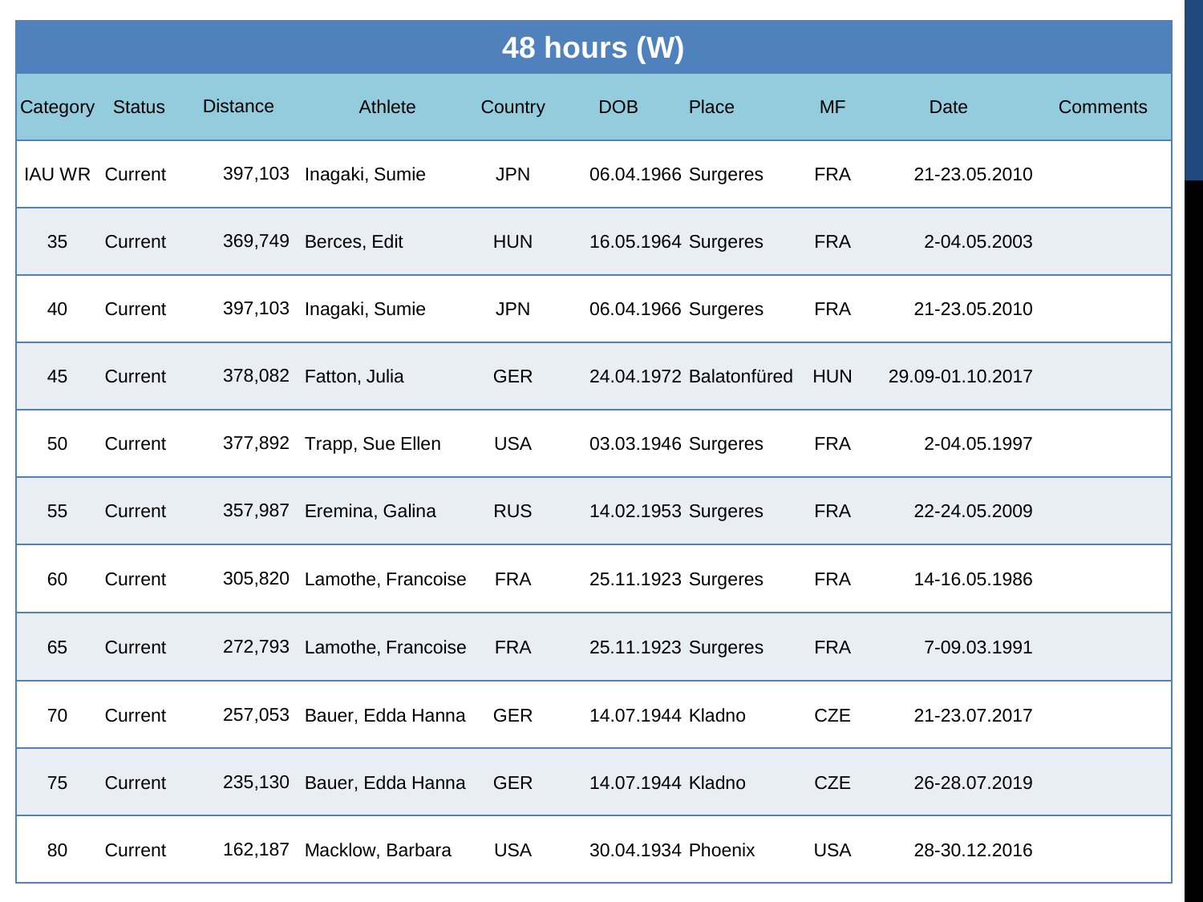## 48 hours (W)

| Category | Status | Distance | Athlete | Country | DOB | Place | MF | Date | Comments |
|---|---|---|---|---|---|---|---|---|---|
| IAU WR | Current | 397,103 | Inagaki, Sumie | JPN | 06.04.1966 | Surgeres | FRA | 21-23.05.2010 | |
| 35 | Current | 369,749 | Berces, Edit | HUN | 16.05.1964 | Surgeres | FRA | 2-04.05.2003 | |
| 40 | Current | 397,103 | Inagaki, Sumie | JPN | 06.04.1966 | Surgeres | FRA | 21-23.05.2010 | |
| 45 | Current | 378,082 | Fatton, Julia | GER | 24.04.1972 | Balatonfüred | HUN | 29.09-01.10.2017 | |
| 50 | Current | 377,892 | Trapp, Sue Ellen | USA | 03.03.1946 | Surgeres | FRA | 2-04.05.1997 | |
| 55 | Current | 357,987 | Eremina, Galina | RUS | 14.02.1953 | Surgeres | FRA | 22-24.05.2009 | |
| 60 | Current | 305,820 | Lamothe, Francoise | FRA | 25.11.1923 | Surgeres | FRA | 14-16.05.1986 | |
| 65 | Current | 272,793 | Lamothe, Francoise | FRA | 25.11.1923 | Surgeres | FRA | 7-09.03.1991 | |
| 70 | Current | 257,053 | Bauer, Edda Hanna | GER | 14.07.1944 | Kladno | CZE | 21-23.07.2017 | |
| 75 | Current | 235,130 | Bauer, Edda Hanna | GER | 14.07.1944 | Kladno | CZE | 26-28.07.2019 | |
| 80 | Current | 162,187 | Macklow, Barbara | USA | 30.04.1934 | Phoenix | USA | 28-30.12.2016 | |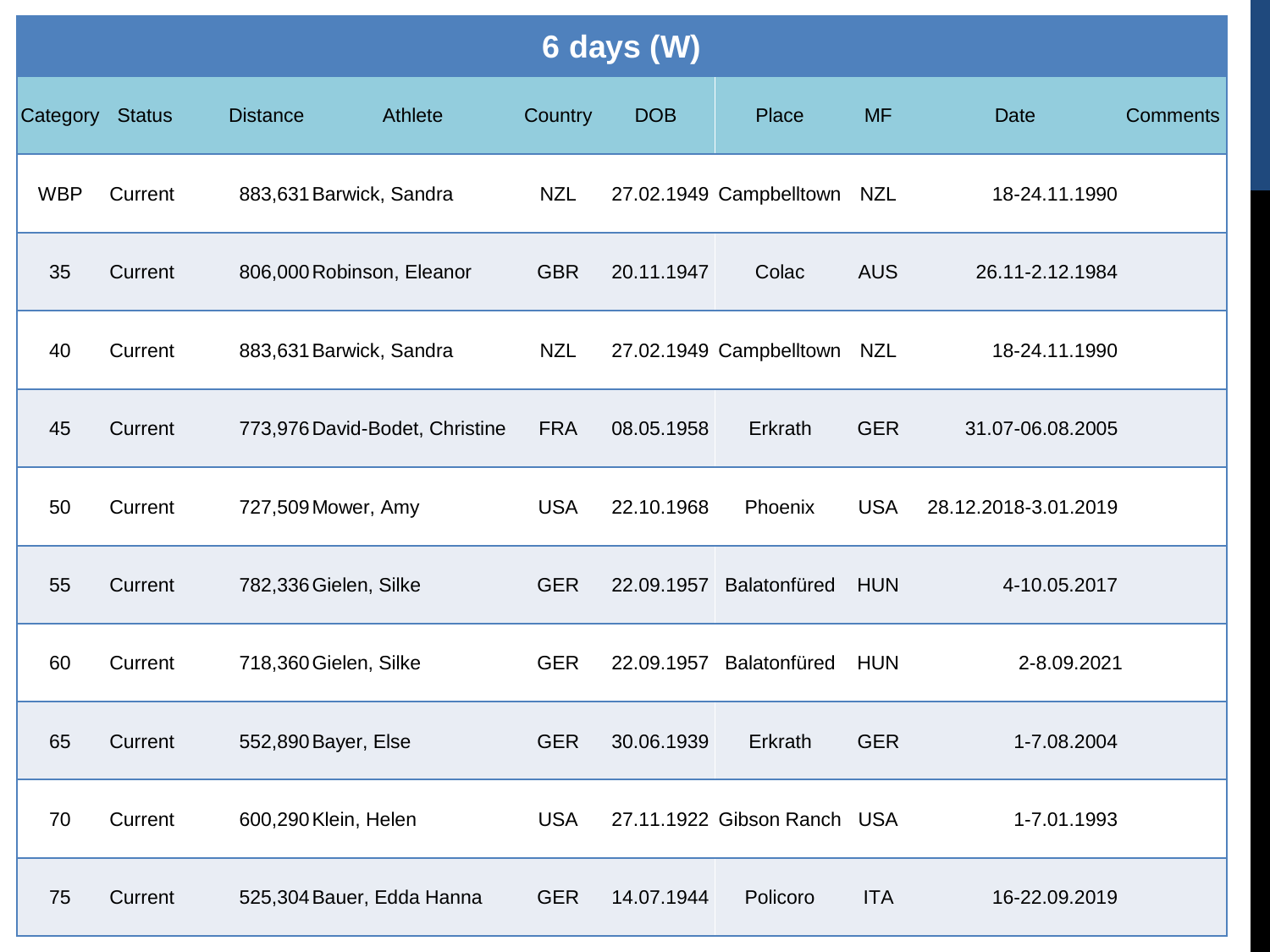# 6 days (W)

| Category | Status | Distance | Athlete | Country | DOB | Place | MF | Date | Comments |
|---|---|---|---|---|---|---|---|---|---|
| WBP | Current | 883,631 | Barwick, Sandra | NZL | 27.02.1949 | Campbelltown | NZL | 18-24.11.1990 | |
| 35 | Current | 806,000 | Robinson, Eleanor | GBR | 20.11.1947 | Colac | AUS | 26.11-2.12.1984 | |
| 40 | Current | 883,631 | Barwick, Sandra | NZL | 27.02.1949 | Campbelltown | NZL | 18-24.11.1990 | |
| 45 | Current | 773,976 | David-Bodet, Christine | FRA | 08.05.1958 | Erkrath | GER | 31.07-06.08.2005 | |
| 50 | Current | 727,509 | Mower, Amy | USA | 22.10.1968 | Phoenix | USA | 28.12.2018-3.01.2019 | |
| 55 | Current | 782,336 | Gielen, Silke | GER | 22.09.1957 | Balatonfüred | HUN | 4-10.05.2017 | |
| 60 | Current | 718,360 | Gielen, Silke | GER | 22.09.1957 | Balatonfüred | HUN | 2-8.09.2021 | |
| 65 | Current | 552,890 | Bayer, Else | GER | 30.06.1939 | Erkrath | GER | 1-7.08.2004 | |
| 70 | Current | 600,290 | Klein, Helen | USA | 27.11.1922 | Gibson Ranch | USA | 1-7.01.1993 | |
| 75 | Current | 525,304 | Bauer, Edda Hanna | GER | 14.07.1944 | Policoro | ITA | 16-22.09.2019 | |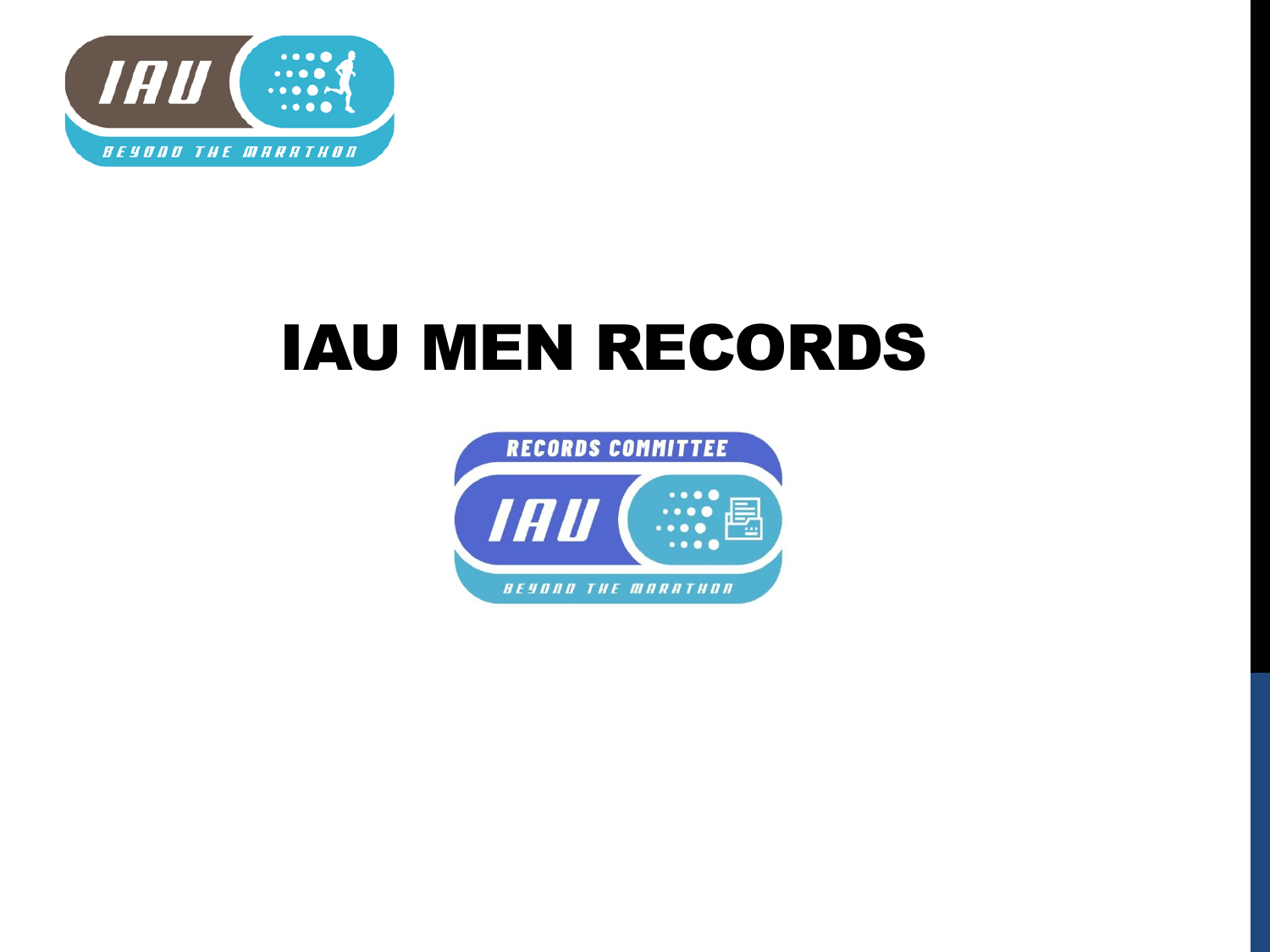# IAU MEN RECORDS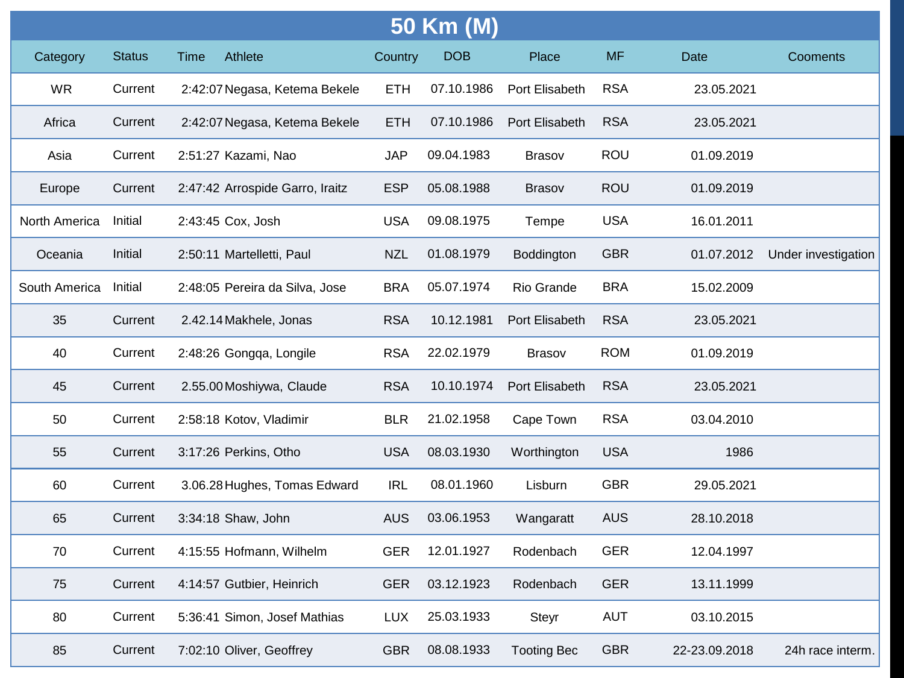# 50 Km (M)

| Category | Status | Time | Athlete | Country | DOB | Place | MF | Date | Coments |
|---|---|---|---|---|---|---|---|---|---|
| WR | Current | 2:42:07 | Negasa, Ketema Bekele | ETH | 07.10.1986 | Port Elisabeth | RSA | 23.05.2021 | |
| Africa | Current | 2:42:07 | Negasa, Ketema Bekele | ETH | 07.10.1986 | Port Elisabeth | RSA | 23.05.2021 | |
| Asia | Current | 2:51:27 | Kazami, Nao | JAP | 09.04.1983 | Brasov | ROU | 01.09.2019 | |
| Europe | Current | 2:47:42 | Arrospide Garro, Iraitz | ESP | 05.08.1988 | Brasov | ROU | 01.09.2019 | |
| North America | Initial | 2:43:45 | Cox, Josh | USA | 09.08.1975 | Tempe | USA | 16.01.2011 | |
| Oceania | Initial | 2:50:11 | Martelletti, Paul | NZL | 01.08.1979 | Boddington | GBR | 01.07.2012 | Under investigation |
| South America | Initial | 2:48:05 | Pereira da Silva, Jose | BRA | 05.07.1974 | Rio Grande | BRA | 15.02.2009 | |
| 35 | Current | 2.42.14 | Makhele, Jonas | RSA | 10.12.1981 | Port Elisabeth | RSA | 23.05.2021 | |
| 40 | Current | 2:48:26 | Gongqa, Longile | RSA | 22.02.1979 | Brasov | ROM | 01.09.2019 | |
| 45 | Current | 2.55.00 | Moshiywa, Claude | RSA | 10.10.1974 | Port Elisabeth | RSA | 23.05.2021 | |
| 50 | Current | 2:58:18 | Kotov, Vladimir | BLR | 21.02.1958 | Cape Town | RSA | 03.04.2010 | |
| 55 | Current | 3:17:26 | Perkins, Otho | USA | 08.03.1930 | Worthington | USA | 1986 | |
| 60 | Current | 3.06.28 | Hughes, Tomas Edward | IRL | 08.01.1960 | Lisburn | GBR | 29.05.2021 | |
| 65 | Current | 3:34:18 | Shaw, John | AUS | 03.06.1953 | Wangaratt | AUS | 28.10.2018 | |
| 70 | Current | 4:15:55 | Hofmann, Wilhelm | GER | 12.01.1927 | Rodenbach | GER | 12.04.1997 | |
| 75 | Current | 4:14:57 | Gutbier, Heinrich | GER | 03.12.1923 | Rodenbach | GER | 13.11.1999 | |
| 80 | Current | 5:36:41 | Simon, Josef Mathias | LUX | 25.03.1933 | Steyr | AUT | 03.10.2015 | |
| 85 | Current | 7:02:10 | Oliver, Geoffrey | GBR | 08.08.1933 | Tooting Bec | GBR | 22-23.09.2018 | 24h race interm. |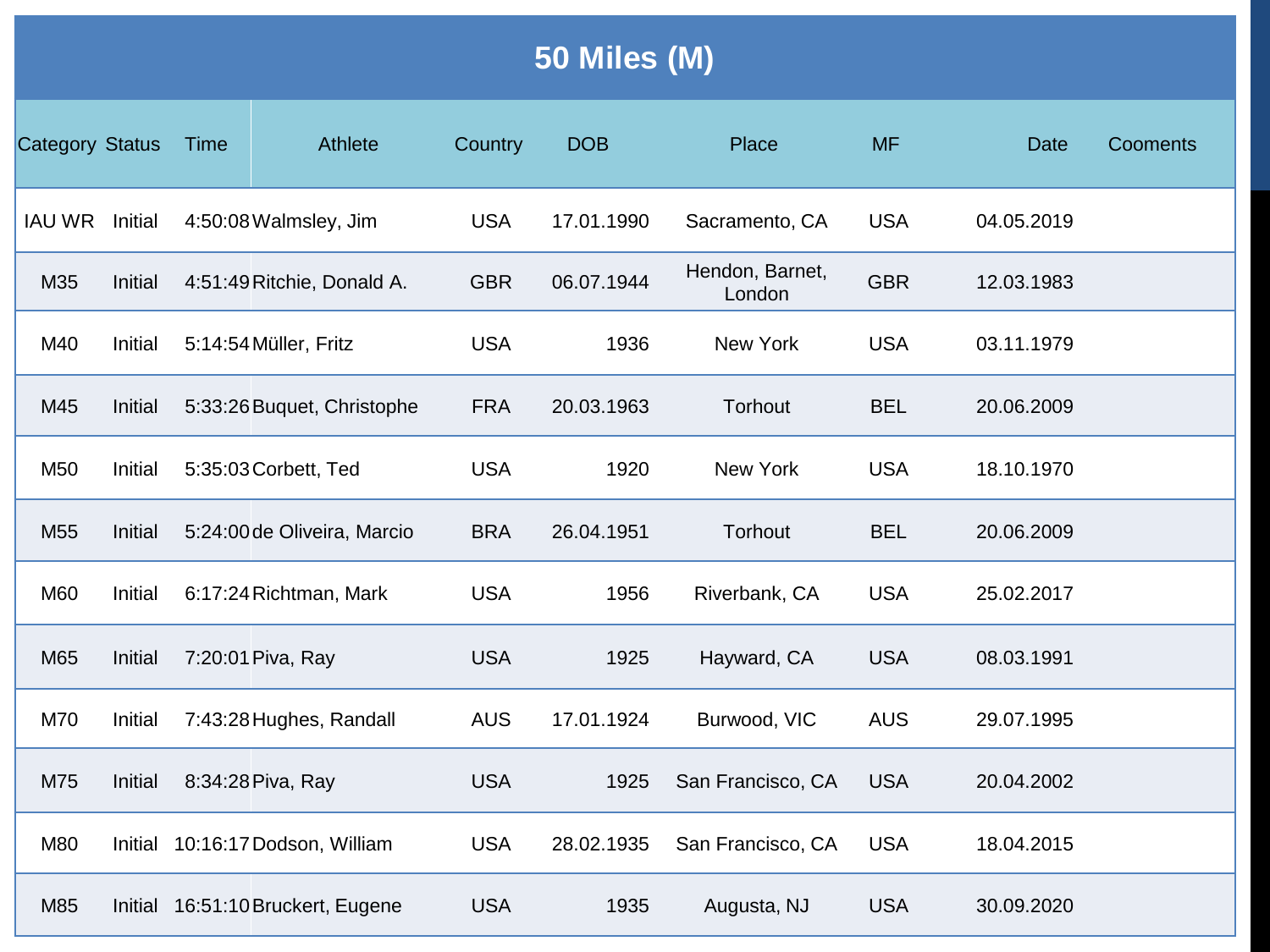# 50 Miles (M)

| Category | Status | Time | Athlete | Country | DOB | Place | MF | Date | Cooments |
|---|---|---|---|---|---|---|---|---|---|
| IAU WR | Initial | 4:50:08 | Walmsley, Jim | USA | 17.01.1990 | Sacramento, CA | USA | 04.05.2019 | |
| M35 | Initial | 4:51:49 | Ritchie, Donald A. | GBR | 06.07.1944 | Hendon, Barnet, London | GBR | 12.03.1983 | |
| M40 | Initial | 5:14:54 | Müller, Fritz | USA | 1936 | New York | USA | 03.11.1979 | |
| M45 | Initial | 5:33:26 | Buquet, Christophe | FRA | 20.03.1963 | Torhout | BEL | 20.06.2009 | |
| M50 | Initial | 5:35:03 | Corbett, Ted | USA | 1920 | New York | USA | 18.10.1970 | |
| M55 | Initial | 5:24:00 | de Oliveira, Marcio | BRA | 26.04.1951 | Torhout | BEL | 20.06.2009 | |
| M60 | Initial | 6:17:24 | Richtman, Mark | USA | 1956 | Riverbank, CA | USA | 25.02.2017 | |
| M65 | Initial | 7:20:01 | Piva, Ray | USA | 1925 | Hayward, CA | USA | 08.03.1991 | |
| M70 | Initial | 7:43:28 | Hughes, Randall | AUS | 17.01.1924 | Burwood, VIC | AUS | 29.07.1995 | |
| M75 | Initial | 8:34:28 | Piva, Ray | USA | 1925 | San Francisco, CA | USA | 20.04.2002 | |
| M80 | Initial | 10:16:17 | Dodson, William | USA | 28.02.1935 | San Francisco, CA | USA | 18.04.2015 | |
| M85 | Initial | 16:51:10 | Bruckert, Eugene | USA | 1935 | Augusta, NJ | USA | 30.09.2020 | |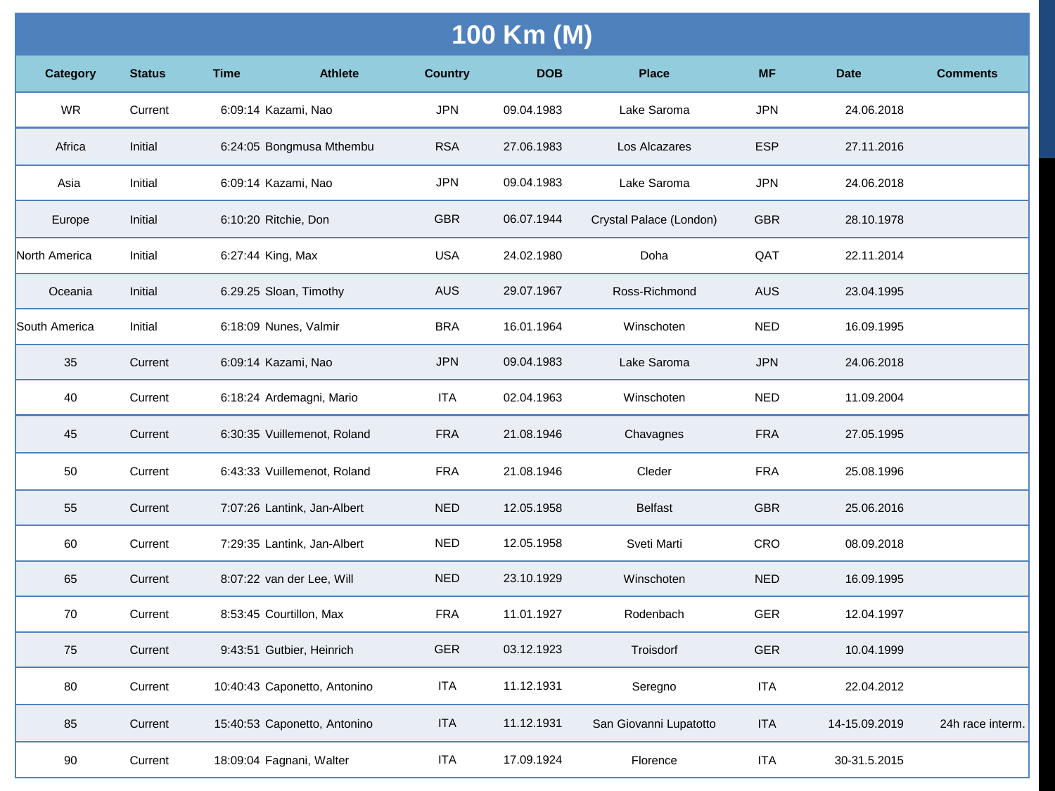# 100 Km (M)

| Category | Status | Time | Athlete | Country | DOB | Place | MF | Date | Comments |
|---|---|---|---|---|---|---|---|---|---|
| WR | Current | 6:09:14 | Kazami, Nao | JPN | 09.04.1983 | Lake Saroma | JPN | 24.06.2018 | |
| Africa | Initial | 6:24:05 | Bongmusa Mthembu | RSA | 27.06.1983 | Los Alcazares | ESP | 27.11.2016 | |
| Asia | Initial | 6:09:14 | Kazami, Nao | JPN | 09.04.1983 | Lake Saroma | JPN | 24.06.2018 | |
| Europe | Initial | 6:10:20 | Ritchie, Don | GBR | 06.07.1944 | Crystal Palace (London) | GBR | 28.10.1978 | |
| North America | Initial | 6:27:44 | King, Max | USA | 24.02.1980 | Doha | QAT | 22.11.2014 | |
| Oceania | Initial | 6.29.25 | Sloan, Timothy | AUS | 29.07.1967 | Ross-Richmond | AUS | 23.04.1995 | |
| South America | Initial | 6:18:09 | Nunes, Valmir | BRA | 16.01.1964 | Winschoten | NED | 16.09.1995 | |
| 35 | Current | 6:09:14 | Kazami, Nao | JPN | 09.04.1983 | Lake Saroma | JPN | 24.06.2018 | |
| 40 | Current | 6:18:24 | Ardemagni, Mario | ITA | 02.04.1963 | Winschoten | NED | 11.09.2004 | |
| 45 | Current | 6:30:35 | Vuillemenot, Roland | FRA | 21.08.1946 | Chavagnes | FRA | 27.05.1995 | |
| 50 | Current | 6:43:33 | Vuillemenot, Roland | FRA | 21.08.1946 | Cleder | FRA | 25.08.1996 | |
| 55 | Current | 7:07:26 | Lantink, Jan-Albert | NED | 12.05.1958 | Belfast | GBR | 25.06.2016 | |
| 60 | Current | 7:29:35 | Lantink, Jan-Albert | NED | 12.05.1958 | Sveti Marti | CRO | 08.09.2018 | |
| 65 | Current | 8:07:22 | van der Lee, Will | NED | 23.10.1929 | Winschoten | NED | 16.09.1995 | |
| 70 | Current | 8:53:45 | Courtillon, Max | FRA | 11.01.1927 | Rodenbach | GER | 12.04.1997 | |
| 75 | Current | 9:43:51 | Gutbier, Heinrich | GER | 03.12.1923 | Troisdorf | GER | 10.04.1999 | |
| 80 | Current | 10:40:43 | Caponetto, Antonino | ITA | 11.12.1931 | Seregno | ITA | 22.04.2012 | |
| 85 | Current | 15:40:53 | Caponetto, Antonino | ITA | 11.12.1931 | San Giovanni Lupatotto | ITA | 14-15.09.2019 | 24h race interm. |
| 90 | Current | 18:09:04 | Fagnani, Walter | ITA | 17.09.1924 | Florence | ITA | 30-31.5.2015 | |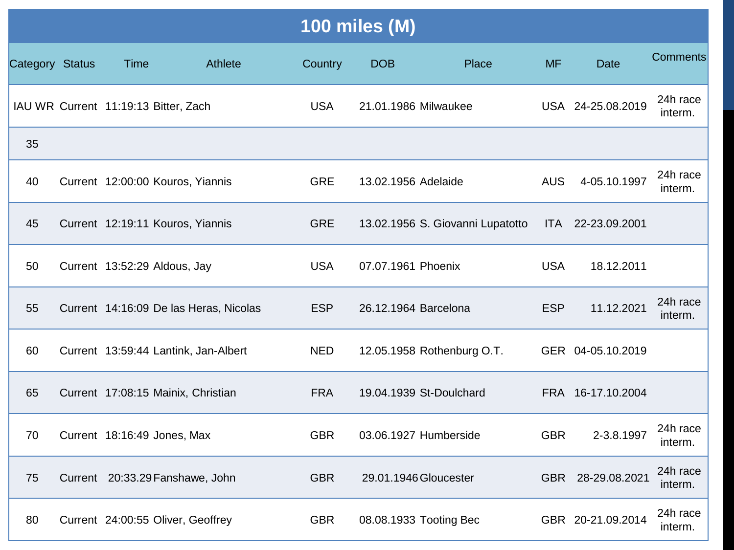## 100 miles (M)

| Category | Status | Time | Athlete | Country | DOB | Place | MF | Date | Comments |
|---|---|---|---|---|---|---|---|---|---|
| IAU WR | Current | 11:19:13 | Bitter, Zach | USA | 21.01.1986 | Milwaukee | USA | 24-25.08.2019 | 24h race interm. |
| 35 | | | | | | | | | |
| 40 | Current | 12:00:00 | Kouros, Yiannis | GRE | 13.02.1956 | Adelaide | AUS | 4-05.10.1997 | 24h race interm. |
| 45 | Current | 12:19:11 | Kouros, Yiannis | GRE | 13.02.1956 | S. Giovanni Lupatotto | ITA | 22-23.09.2001 | |
| 50 | Current | 13:52:29 | Aldous, Jay | USA | 07.07.1961 | Phoenix | USA | 18.12.2011 | |
| 55 | Current | 14:16:09 | De las Heras, Nicolas | ESP | 26.12.1964 | Barcelona | ESP | 11.12.2021 | 24h race interm. |
| 60 | Current | 13:59:44 | Lantink, Jan-Albert | NED | 12.05.1958 | Rothenburg O.T. | GER | 04-05.10.2019 | |
| 65 | Current | 17:08:15 | Mainix, Christian | FRA | 19.04.1939 | St-Doulchard | FRA | 16-17.10.2004 | |
| 70 | Current | 18:16:49 | Jones, Max | GBR | 03.06.1927 | Humberside | GBR | 2-3.8.1997 | 24h race interm. |
| 75 | Current | 20:33.29 | Fanshawe, John | GBR | 29.01.1946 | Gloucester | GBR | 28-29.08.2021 | 24h race interm. |
| 80 | Current | 24:00:55 | Oliver, Geoffrey | GBR | 08.08.1933 | Tooting Bec | GBR | 20-21.09.2014 | 24h race interm. |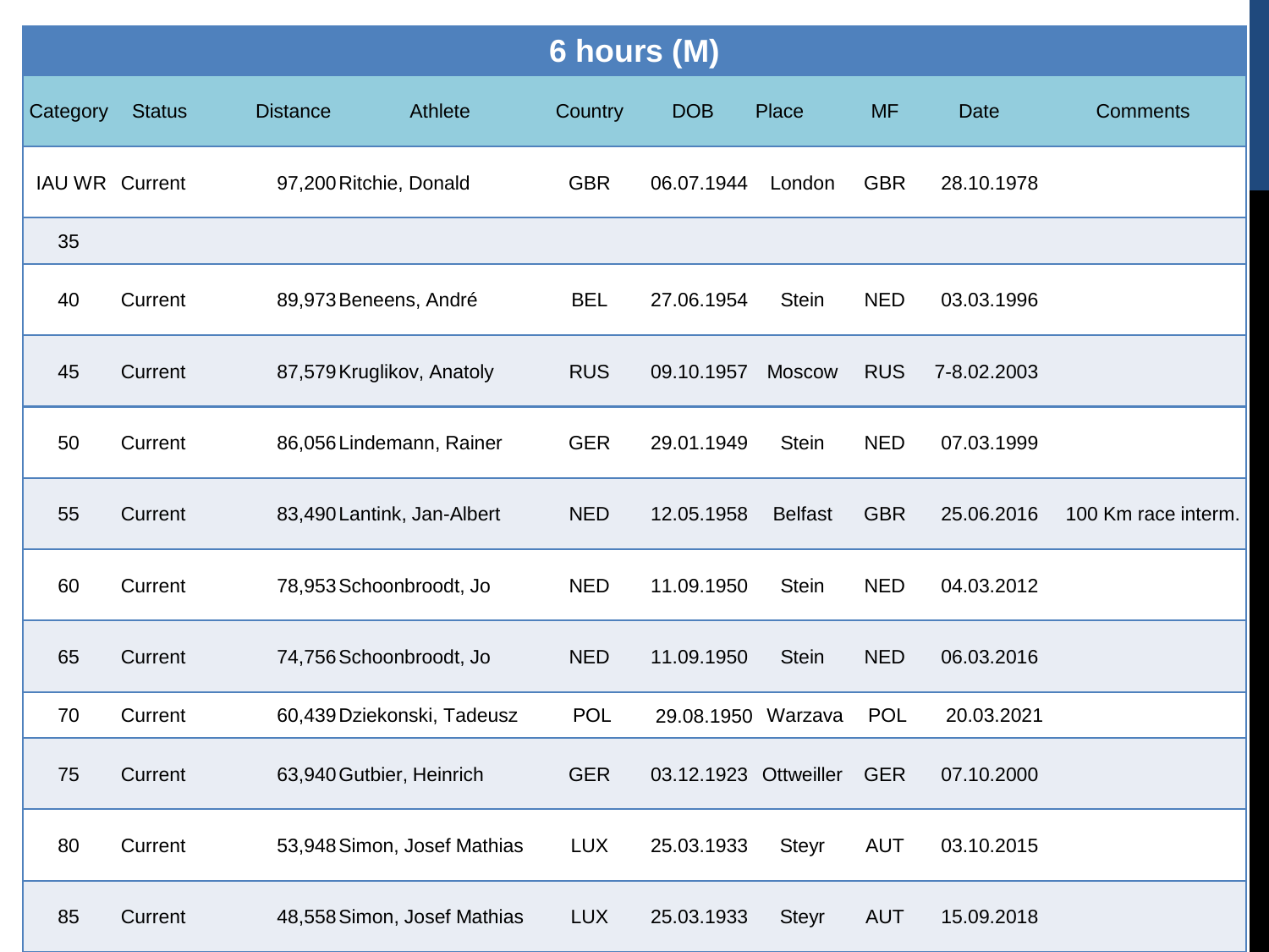# 6 hours (M)

| Category | Status | Distance | Athlete | Country | DOB | Place | MF | Date | Comments |
|---|---|---|---|---|---|---|---|---|---|
| IAU WR | Current | 97,200 | Ritchie, Donald | GBR | 06.07.1944 | London | GBR | 28.10.1978 | |
| 35 | | | | | | | | | |
| 40 | Current | 89,973 | Beneens, André | BEL | 27.06.1954 | Stein | NED | 03.03.1996 | |
| 45 | Current | 87,579 | Kruglikov, Anatoly | RUS | 09.10.1957 | Moscow | RUS | 7-8.02.2003 | |
| 50 | Current | 86,056 | Lindemann, Rainer | GER | 29.01.1949 | Stein | NED | 07.03.1999 | |
| 55 | Current | 83,490 | Lantink, Jan-Albert | NED | 12.05.1958 | Belfast | GBR | 25.06.2016 | 100 Km race interm. |
| 60 | Current | 78,953 | Schoonbroodt, Jo | NED | 11.09.1950 | Stein | NED | 04.03.2012 | |
| 65 | Current | 74,756 | Schoonbroodt, Jo | NED | 11.09.1950 | Stein | NED | 06.03.2016 | |
| 70 | Current | 60,439 | Dziekonski, Tadeusz | POL | 29.08.1950 | Warzava | POL | 20.03.2021 | |
| 75 | Current | 63,940 | Gutbier, Heinrich | GER | 03.12.1923 | Ottweiller | GER | 07.10.2000 | |
| 80 | Current | 53,948 | Simon, Josef Mathias | LUX | 25.03.1933 | Steyr | AUT | 03.10.2015 | |
| 85 | Current | 48,558 | Simon, Josef Mathias | LUX | 25.03.1933 | Steyr | AUT | 15.09.2018 | |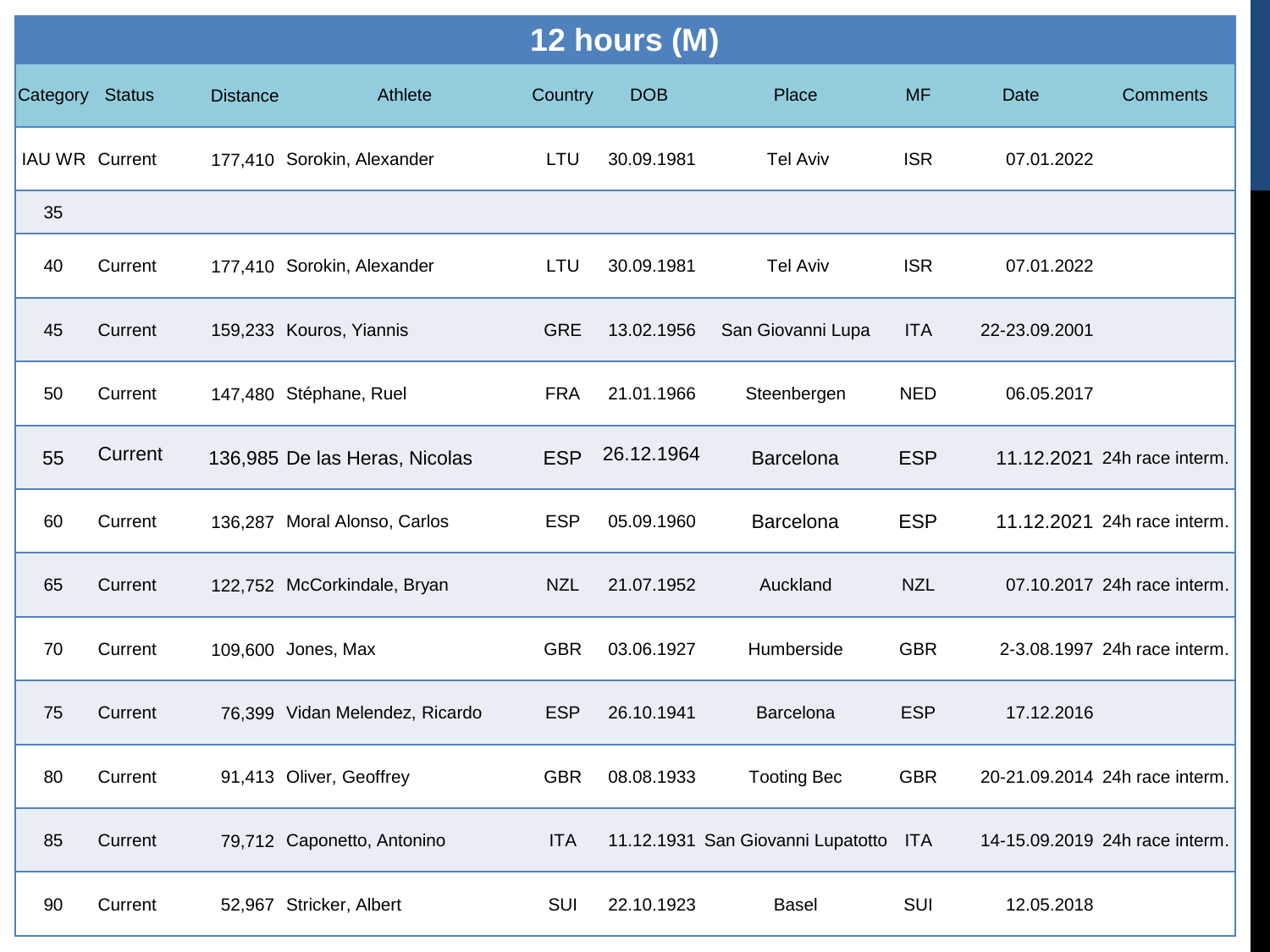# 12 hours (M)

| Category | Status | Distance | Athlete | Country | DOB | Place | MF | Date | Comments |
|---|---|---|---|---|---|---|---|---|---|
| IAU WR | Current | 177,410 | Sorokin, Alexander | LTU | 30.09.1981 | Tel Aviv | ISR | 07.01.2022 | |
| 35 | | | | | | | | | |
| 40 | Current | 177,410 | Sorokin, Alexander | LTU | 30.09.1981 | Tel Aviv | ISR | 07.01.2022 | |
| 45 | Current | 159,233 | Kouros, Yiannis | GRE | 13.02.1956 | San Giovanni Lupa | ITA | 22-23.09.2001 | |
| 50 | Current | 147,480 | Stéphane, Ruel | FRA | 21.01.1966 | Steenbergen | NED | 06.05.2017 | |
| 55 | Current | 136,985 | De las Heras, Nicolas | ESP | 26.12.1964 | Barcelona | ESP | 11.12.2021 | 24h race interm. |
| 60 | Current | 136,287 | Moral Alonso, Carlos | ESP | 05.09.1960 | Barcelona | ESP | 11.12.2021 | 24h race interm. |
| 65 | Current | 122,752 | McCorkindale, Bryan | NZL | 21.07.1952 | Auckland | NZL | 07.10.2017 | 24h race interm. |
| 70 | Current | 109,600 | Jones, Max | GBR | 03.06.1927 | Humberside | GBR | 2-3.08.1997 | 24h race interm. |
| 75 | Current | 76,399 | Vidan Melendez, Ricardo | ESP | 26.10.1941 | Barcelona | ESP | 17.12.2016 | |
| 80 | Current | 91,413 | Oliver, Geoffrey | GBR | 08.08.1933 | Tooting Bec | GBR | 20-21.09.2014 | 24h race interm. |
| 85 | Current | 79,712 | Caponetto, Antonino | ITA | 11.12.1931 | San Giovanni Lupatotto | ITA | 14-15.09.2019 | 24h race interm. |
| 90 | Current | 52,967 | Stricker, Albert | SUI | 22.10.1923 | Basel | SUI | 12.05.2018 | |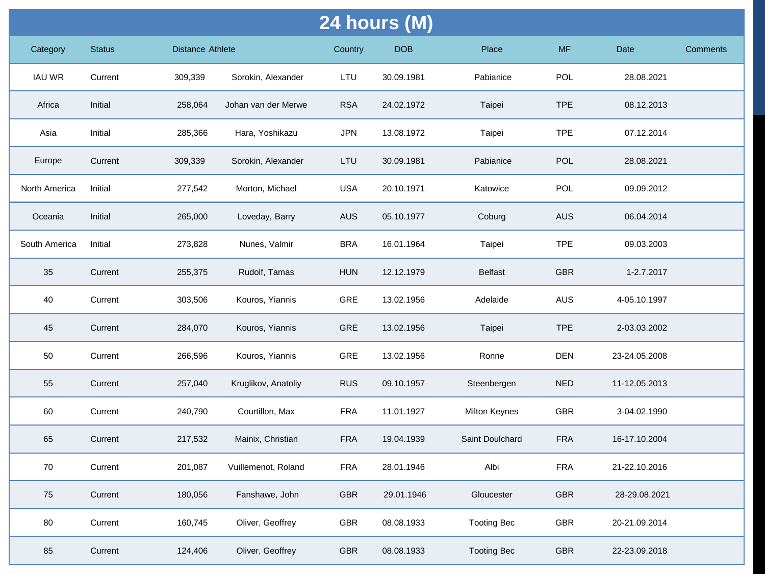# 24 hours (M)

| Category | Status | Distance | Athlete | Country | DOB | Place | MF | Date | Comments |
|---|---|---|---|---|---|---|---|---|---|
| IAU WR | Current | 309,339 | Sorokin, Alexander | LTU | 30.09.1981 | Pabianice | POL | 28.08.2021 | |
| Africa | Initial | 258,064 | Johan van der Merwe | RSA | 24.02.1972 | Taipei | TPE | 08.12.2013 | |
| Asia | Initial | 285,366 | Hara, Yoshikazu | JPN | 13.08.1972 | Taipei | TPE | 07.12.2014 | |
| Europe | Current | 309,339 | Sorokin, Alexander | LTU | 30.09.1981 | Pabianice | POL | 28.08.2021 | |
| North America | Initial | 277,542 | Morton, Michael | USA | 20.10.1971 | Katowice | POL | 09.09.2012 | |
| Oceania | Initial | 265,000 | Loveday, Barry | AUS | 05.10.1977 | Coburg | AUS | 06.04.2014 | |
| South America | Initial | 273,828 | Nunes, Valmir | BRA | 16.01.1964 | Taipei | TPE | 09.03.2003 | |
| 35 | Current | 255,375 | Rudolf, Tamas | HUN | 12.12.1979 | Belfast | GBR | 1-2.7.2017 | |
| 40 | Current | 303,506 | Kouros, Yiannis | GRE | 13.02.1956 | Adelaide | AUS | 4-05.10.1997 | |
| 45 | Current | 284,070 | Kouros, Yiannis | GRE | 13.02.1956 | Taipei | TPE | 2-03.03.2002 | |
| 50 | Current | 266,596 | Kouros, Yiannis | GRE | 13.02.1956 | Ronne | DEN | 23-24.05.2008 | |
| 55 | Current | 257,040 | Kruglikov, Anatoliy | RUS | 09.10.1957 | Steenbergen | NED | 11-12.05.2013 | |
| 60 | Current | 240,790 | Courtillon, Max | FRA | 11.01.1927 | Milton Keynes | GBR | 3-04.02.1990 | |
| 65 | Current | 217,532 | Mainix, Christian | FRA | 19.04.1939 | Saint Doulchard | FRA | 16-17.10.2004 | |
| 70 | Current | 201,087 | Vuillemenot, Roland | FRA | 28.01.1946 | Albi | FRA | 21-22.10.2016 | |
| 75 | Current | 180,056 | Fanshawe, John | GBR | 29.01.1946 | Gloucester | GBR | 28-29.08.2021 | |
| 80 | Current | 160,745 | Oliver, Geoffrey | GBR | 08.08.1933 | Tooting Bec | GBR | 20-21.09.2014 | |
| 85 | Current | 124,406 | Oliver, Geoffrey | GBR | 08.08.1933 | Tooting Bec | GBR | 22-23.09.2018 | |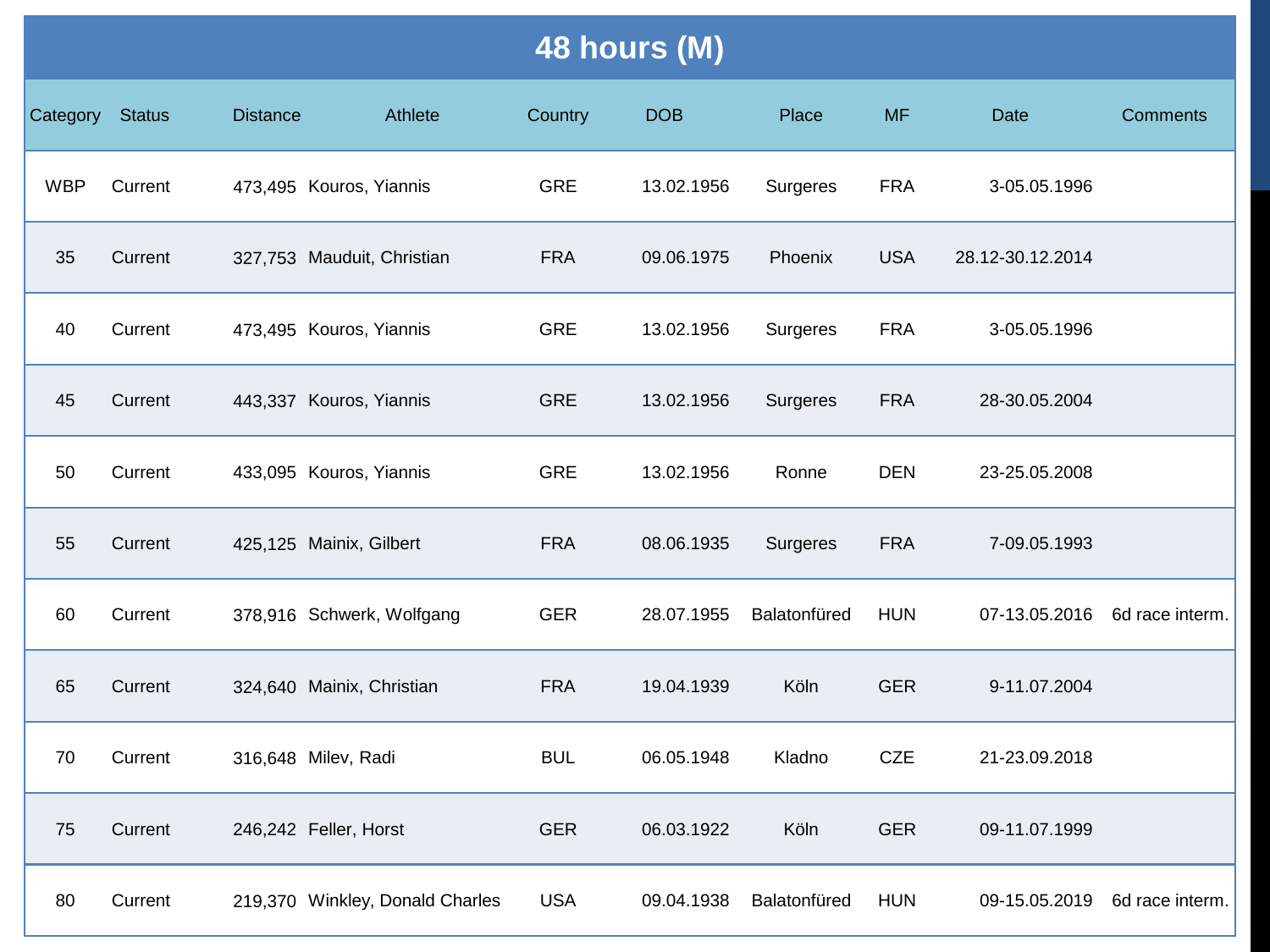# 48 hours (M)

| Category | Status | Distance | Athlete | Country | DOB | Place | MF | Date | Comments |
|---|---|---|---|---|---|---|---|---|---|
| WBP | Current | 473,495 | Kouros, Yiannis | GRE | 13.02.1956 | Surgeres | FRA | 3-05.05.1996 | |
| 35 | Current | 327,753 | Mauduit, Christian | FRA | 09.06.1975 | Phoenix | USA | 28.12-30.12.2014 | |
| 40 | Current | 473,495 | Kouros, Yiannis | GRE | 13.02.1956 | Surgeres | FRA | 3-05.05.1996 | |
| 45 | Current | 443,337 | Kouros, Yiannis | GRE | 13.02.1956 | Surgeres | FRA | 28-30.05.2004 | |
| 50 | Current | 433,095 | Kouros, Yiannis | GRE | 13.02.1956 | Ronne | DEN | 23-25.05.2008 | |
| 55 | Current | 425,125 | Mainix, Gilbert | FRA | 08.06.1935 | Surgeres | FRA | 7-09.05.1993 | |
| 60 | Current | 378,916 | Schwerk, Wolfgang | GER | 28.07.1955 | Balatonfüred | HUN | 07-13.05.2016 | 6d race interm. |
| 65 | Current | 324,640 | Mainix, Christian | FRA | 19.04.1939 | Köln | GER | 9-11.07.2004 | |
| 70 | Current | 316,648 | Milev, Radi | BUL | 06.05.1948 | Kladno | CZE | 21-23.09.2018 | |
| 75 | Current | 246,242 | Feller, Horst | GER | 06.03.1922 | Köln | GER | 09-11.07.1999 | |
| 80 | Current | 219,370 | Winkley, Donald Charles | USA | 09.04.1938 | Balatonfüred | HUN | 09-15.05.2019 | 6d race interm. |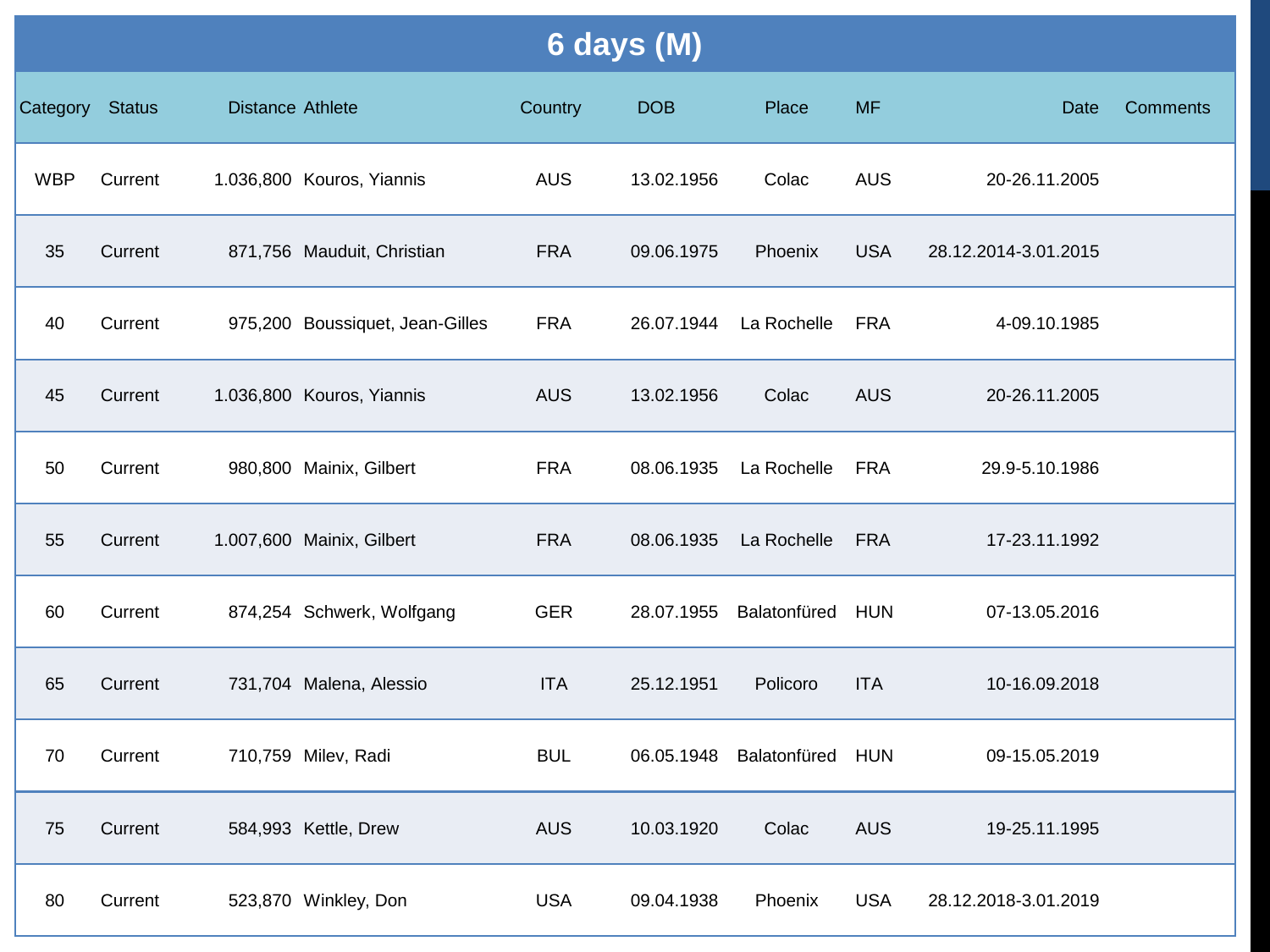# 6 days (M)

| Category | Status | Distance | Athlete | Country | DOB | Place | MF | Date | Comments |
|---|---|---|---|---|---|---|---|---|---|
| WBP | Current | 1.036,800 | Kouros, Yiannis | AUS | 13.02.1956 | Colac | AUS | 20-26.11.2005 | |
| 35 | Current | 871,756 | Mauduit, Christian | FRA | 09.06.1975 | Phoenix | USA | 28.12.2014-3.01.2015 | |
| 40 | Current | 975,200 | Boussiquet, Jean-Gilles | FRA | 26.07.1944 | La Rochelle | FRA | 4-09.10.1985 | |
| 45 | Current | 1.036,800 | Kouros, Yiannis | AUS | 13.02.1956 | Colac | AUS | 20-26.11.2005 | |
| 50 | Current | 980,800 | Mainix, Gilbert | FRA | 08.06.1935 | La Rochelle | FRA | 29.9-5.10.1986 | |
| 55 | Current | 1.007,600 | Mainix, Gilbert | FRA | 08.06.1935 | La Rochelle | FRA | 17-23.11.1992 | |
| 60 | Current | 874,254 | Schwerk, Wolfgang | GER | 28.07.1955 | Balatonfüred | HUN | 07-13.05.2016 | |
| 65 | Current | 731,704 | Malena, Alessio | ITA | 25.12.1951 | Policoro | ITA | 10-16.09.2018 | |
| 70 | Current | 710,759 | Milev, Radi | BUL | 06.05.1948 | Balatonfüred | HUN | 09-15.05.2019 | |
| 75 | Current | 584,993 | Kettle, Drew | AUS | 10.03.1920 | Colac | AUS | 19-25.11.1995 | |
| 80 | Current | 523,870 | Winkley, Don | USA | 09.04.1938 | Phoenix | USA | 28.12.2018-3.01.2019 | |